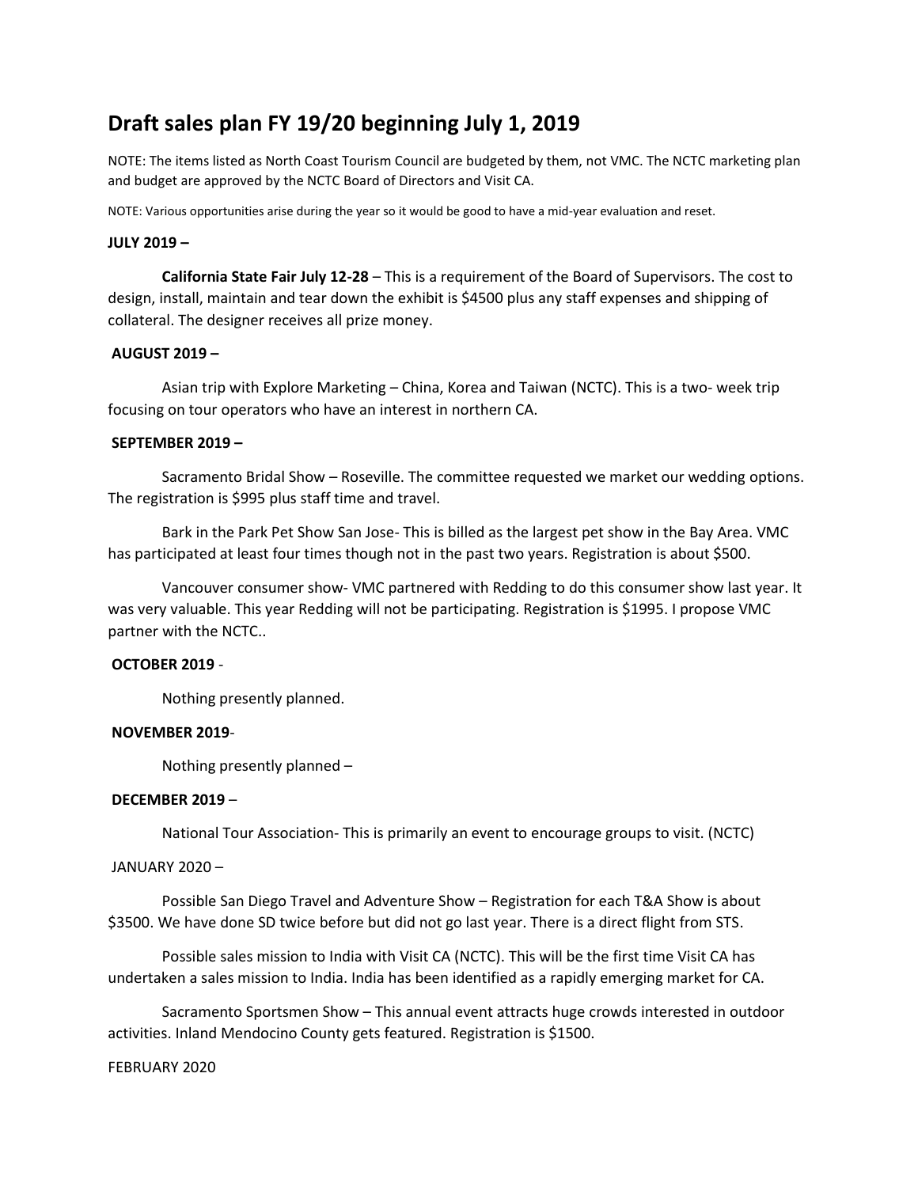# Draft sales plan FY 19/20 beginning July 1, 2019

NOTE: The items listed as North Coast Tourism Council are budgeted by them, not VMC. The NCTC marketing plan and budget are approved by the NCTC Board of Directors and Visit CA.

NOTE: Various opportunities arise during the year so it would be good to have a mid-year evaluation and reset.

**JULY 2019 –**

**California State Fair July 12-28** – This is a requirement of the Board of Supervisors. The cost to design, install, maintain and tear down the exhibit is $4500 plus any staff expenses and shipping of collateral. The designer receives all prize money.

**AUGUST 2019 –**

Asian trip with Explore Marketing – China, Korea and Taiwan (NCTC). This is a two- week trip focusing on tour operators who have an interest in northern CA.

**SEPTEMBER 2019 –**

Sacramento Bridal Show – Roseville. The committee requested we market our wedding options. The registration is $995 plus staff time and travel.

Bark in the Park Pet Show San Jose- This is billed as the largest pet show in the Bay Area. VMC has participated at least four times though not in the past two years. Registration is about $500.

Vancouver consumer show- VMC partnered with Redding to do this consumer show last year. It was very valuable. This year Redding will not be participating. Registration is $1995. I propose VMC partner with the NCTC..

**OCTOBER 2019** -

Nothing presently planned.

**NOVEMBER 2019**-

Nothing presently planned –

**DECEMBER 2019** –

National Tour Association- This is primarily an event to encourage groups to visit. (NCTC)

JANUARY 2020 –

Possible San Diego Travel and Adventure Show – Registration for each T&A Show is about $3500. We have done SD twice before but did not go last year. There is a direct flight from STS.

Possible sales mission to India with Visit CA (NCTC). This will be the first time Visit CA has undertaken a sales mission to India. India has been identified as a rapidly emerging market for CA.

Sacramento Sportsmen Show – This annual event attracts huge crowds interested in outdoor activities. Inland Mendocino County gets featured. Registration is $1500.

FEBRUARY 2020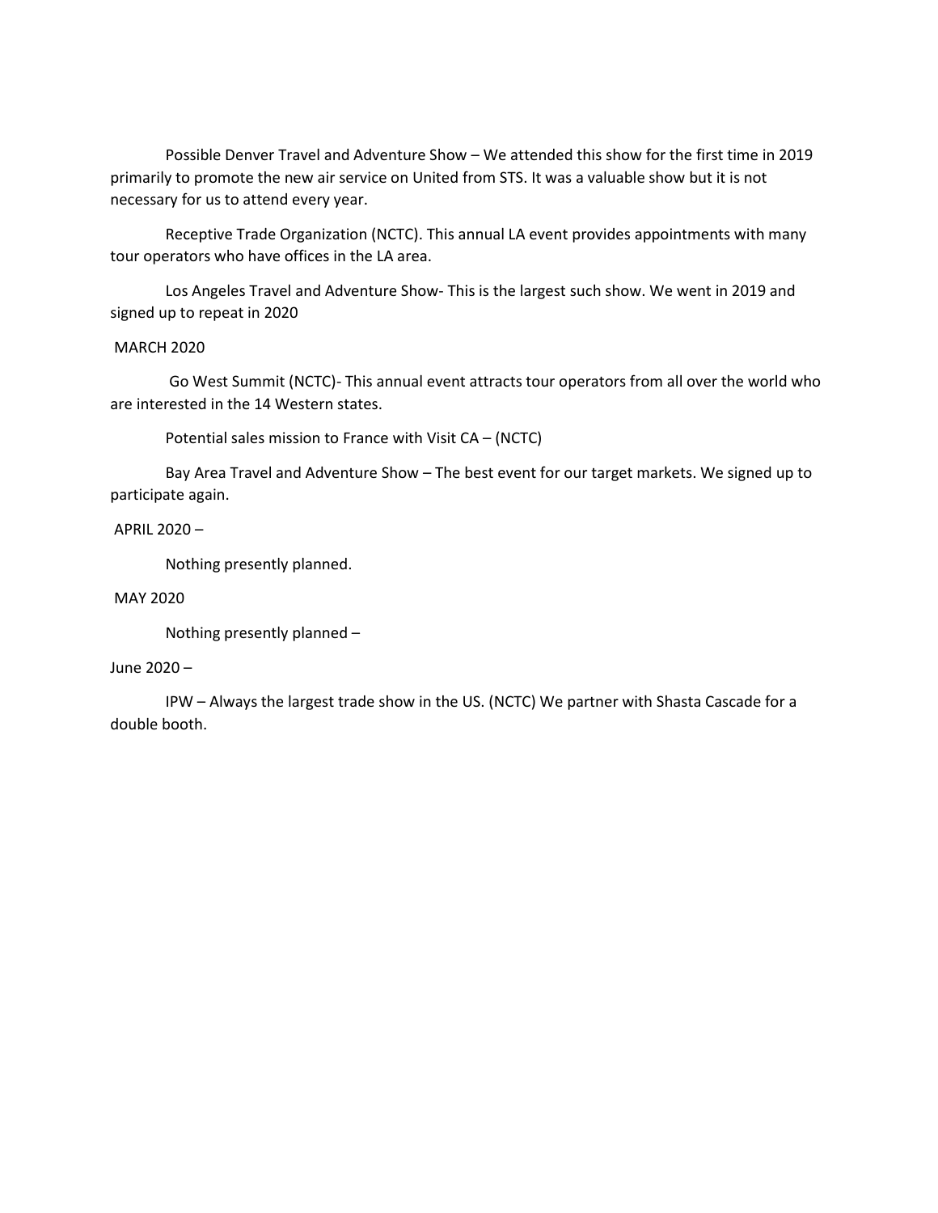Possible Denver Travel and Adventure Show – We attended this show for the first time in 2019 primarily to promote the new air service on United from STS. It was a valuable show but it is not necessary for us to attend every year.

Receptive Trade Organization (NCTC). This annual LA event provides appointments with many tour operators who have offices in the LA area.

Los Angeles Travel and Adventure Show- This is the largest such show. We went in 2019 and signed up to repeat in 2020

MARCH 2020

Go West Summit (NCTC)- This annual event attracts tour operators from all over the world who are interested in the 14 Western states.

Potential sales mission to France with Visit CA – (NCTC)

Bay Area Travel and Adventure Show – The best event for our target markets. We signed up to participate again.

APRIL 2020 –

Nothing presently planned.

MAY 2020

Nothing presently planned –

June 2020 –

IPW – Always the largest trade show in the US. (NCTC) We partner with Shasta Cascade for a double booth.